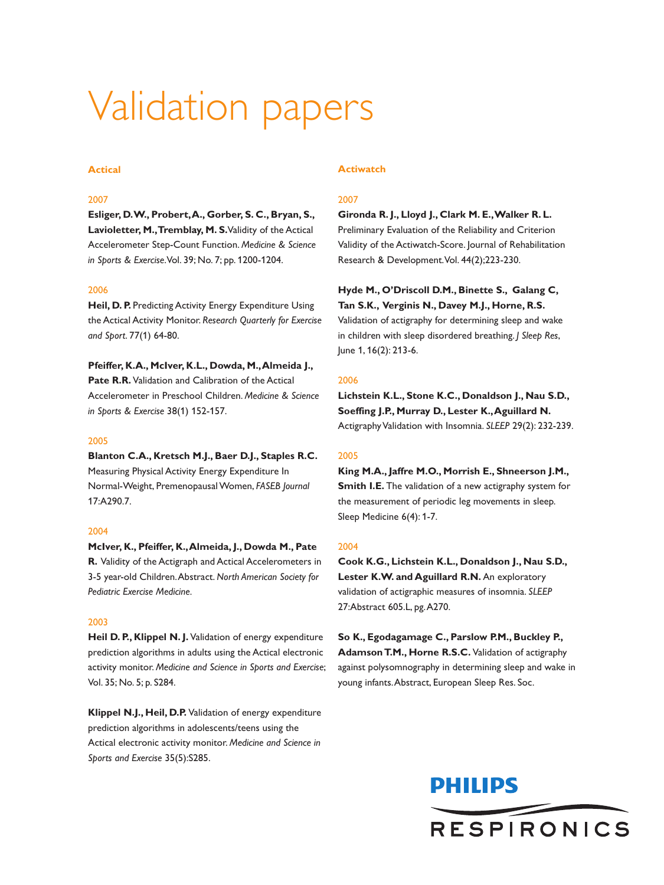# Validation papers

## Actical

### 2007

**Esliger, D.W., Probert, A., Gorber, S. C., Bryan, S., Laviolette, M., Tremblay, M. S.** Validity of the Actical Accelerometer Step-Count Function. *Medicine & Science in Sports & Exercise*. Vol. 39; No. 7; pp. 1200-1204.

### 2006

**Heil, D. P.** Predicting Activity Energy Expenditure Using the Actical Activity Monitor. *Research Quarterly for Exercise and Sport*. 77(1) 64-80.

**Pfeiffer, K.A., McIver, K.L., Dowda, M., Almeida J., Pate R.R.** Validation and Calibration of the Actical Accelerometer in Preschool Children. *Medicine & Science in Sports & Exercise* 38(1) 152-157.

### 2005

**Blanton C.A., Kretsch M.J., Baer D.J., Staples R.C.** Measuring Physical Activity Energy Expenditure In Normal-Weight, Premenopausal Women, *FASEB Journal* 17:A290.7.

### 2004

**McIver, K., Pfeiffer, K., Almeida, J., Dowda M., Pate R.** Validity of the Actigraph and Actical Accelerometers in 3-5 year-old Children. Abstract. *North American Society for Pediatric Exercise Medicine*.

### 2003

**Heil D. P., Klippel N. J.** Validation of energy expenditure prediction algorithms in adults using the Actical electronic activity monitor. *Medicine and Science in Sports and Exercise*; Vol. 35; No. 5; p. S284.

**Klippel N.J., Heil, D.P.** Validation of energy expenditure prediction algorithms in adolescents/teens using the Actical electronic activity monitor. *Medicine and Science in Sports and Exercise* 35(5):S285.

## Actiwatch

### 2007

**Gironda R. J., Lloyd J., Clark M. E., Walker R. L.** Preliminary Evaluation of the Reliability and Criterion Validity of the Actiwatch-Score. Journal of Rehabilitation Research & Development. Vol. 44(2);223-230.

**Hyde M., O'Driscoll D.M., Binette S., Galang C, Tan S.K., Verginis N., Davey M.J., Horne, R.S.** Validation of actigraphy for determining sleep and wake in children with sleep disordered breathing. *J Sleep Res*, June 1, 16(2): 213-6.

### 2006

**Lichstein K.L., Stone K.C., Donaldson J., Nau S.D., Soeffing J.P., Murray D., Lester K., Aguillard N.** Actigraphy Validation with Insomnia. *SLEEP* 29(2): 232-239.

### 2005

**King M.A., Jaffre M.O., Morrish E., Shneerson J.M., Smith I.E.** The validation of a new actigraphy system for the measurement of periodic leg movements in sleep. Sleep Medicine 6(4): 1-7.

### 2004

**Cook K.G., Lichstein K.L., Donaldson J., Nau S.D., Lester K.W. and Aguillard R.N.** An exploratory validation of actigraphic measures of insomnia. *SLEEP* 27:Abstract 605.L, pg. A270.

**So K., Egodagamage C., Parslow P.M., Buckley P., Adamson T.M., Horne R.S.C.** Validation of actigraphy against polysomnography in determining sleep and wake in young infants. Abstract, European Sleep Res. Soc.

PHILIPS RESPIRONICS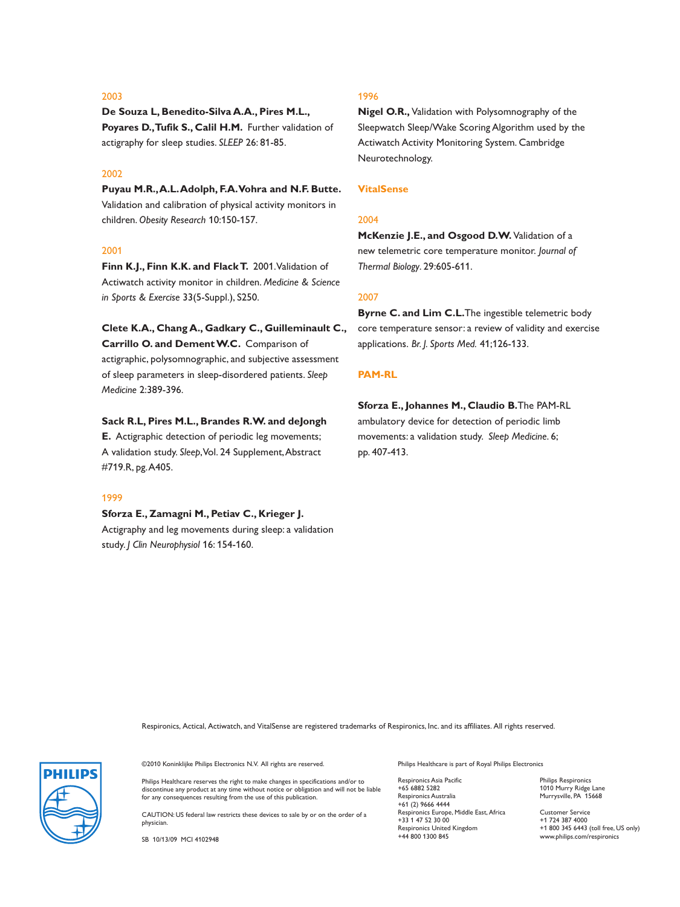2003

**De Souza L, Benedito-Silva A.A., Pires M.L., Poyares D., Tufik S., Calil H.M.** Further validation of actigraphy for sleep studies. *SLEEP* 26: 81-85.

2002

**Puyau M.R., A.L. Adolph, F.A. Vohra and N.F. Butte.** Validation and calibration of physical activity monitors in children. *Obesity Research* 10:150-157.

2001

**Finn K.J., Finn K.K. and Flack T.** 2001. Validation of Actiwatch activity monitor in children. *Medicine & Science in Sports & Exercise* 33(5-Suppl.), S250.

**Clete K.A., Chang A., Gadkary C., Guilleminault C., Carrillo O. and Dement W.C.** Comparison of actigraphic, polysomnographic, and subjective assessment of sleep parameters in sleep-disordered patients. *Sleep Medicine* 2:389-396.

**Sack R.L, Pires M.L., Brandes R.W. and deJongh E.** Actigraphic detection of periodic leg movements; A validation study. *Sleep*, Vol. 24 Supplement, Abstract #719.R, pg. A405.

1999

**Sforza E., Zamagni M., Petiav C., Krieger J.** Actigraphy and leg movements during sleep: a validation study. *J Clin Neurophysiol* 16: 154-160.

1996

**Nigel O.R.,** Validation with Polysomnography of the Sleepwatch Sleep/Wake Scoring Algorithm used by the Actiwatch Activity Monitoring System. Cambridge Neurotechnology.

## VitalSense

2004

**McKenzie J.E., and Osgood D.W.** Validation of a new telemetric core temperature monitor. *Journal of Thermal Biology*. 29:605-611.

2007

**Byrne C. and Lim C.L.** The ingestible telemetric body core temperature sensor: a review of validity and exercise applications. *Br. J. Sports Med.* 41;126-133.

## PAM-RL

**Sforza E., Johannes M., Claudio B.** The PAM-RL ambulatory device for detection of periodic limb movements: a validation study. *Sleep Medicine*. 6; pp. 407-413.

Respironics, Actical, Actiwatch, and VitalSense are registered trademarks of Respironics, Inc. and its affiliates. All rights reserved.

PHILIPS

©2010 Koninklijke Philips Electronics N.V. All rights are reserved.

Philips Healthcare reserves the right to make changes in specifications and/or to discontinue any product at any time without notice or obligation and will not be liable for any consequences resulting from the use of this publication.

CAUTION: US federal law restricts these devices to sale by or on the order of a physician.

SB 10/13/09 MCI 4102948

Philips Healthcare is part of Royal Philips Electronics

Respironics Asia Pacific
+65 6882 5282
Respironics Australia
+61 (2) 9666 4444
Respironics Europe, Middle East, Africa
+33 1 47 52 30 00
Respironics United Kingdom
+44 800 1300 845

Philips Respironics
1010 Murry Ridge Lane
Murrysville, PA 15668

Customer Service
+1 724 387 4000
+1 800 345 6443 (toll free, US only)
www.philips.com/respironics